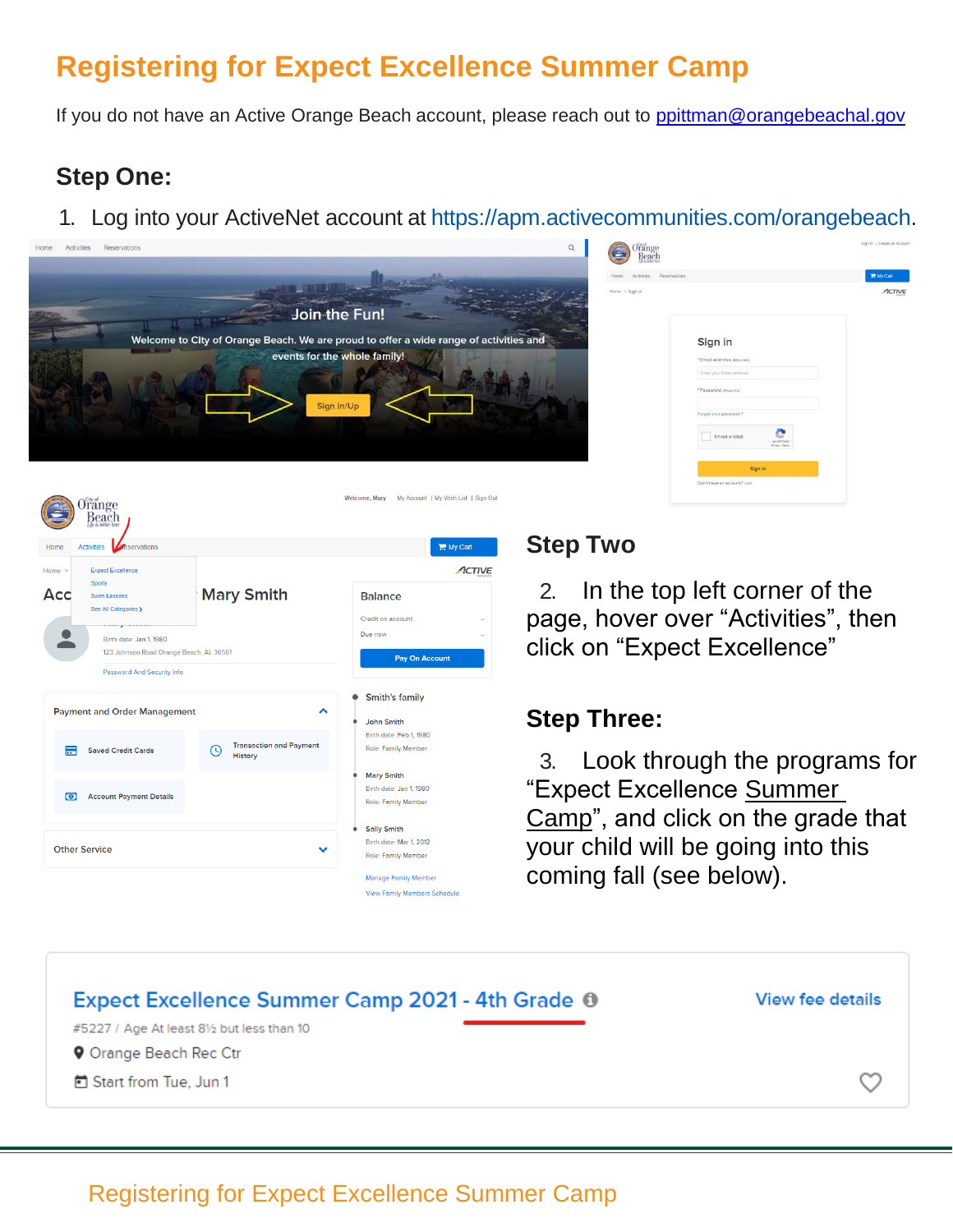# Registering for Expect Excellence Summer Camp

If you do not have an Active Orange Beach account, please reach out to ppittman@orangebeachal.gov

## Step One:

1. Log into your ActiveNet account at https://apm.activecommunities.com/orangebeach.

## Step Two

2. In the top left corner of the page, hover over "Activities", then click on "Expect Excellence"

## Step Three:

3. Look through the programs for "Expect Excellence Summer Camp", and click on the grade that your child will be going into this coming fall (see below).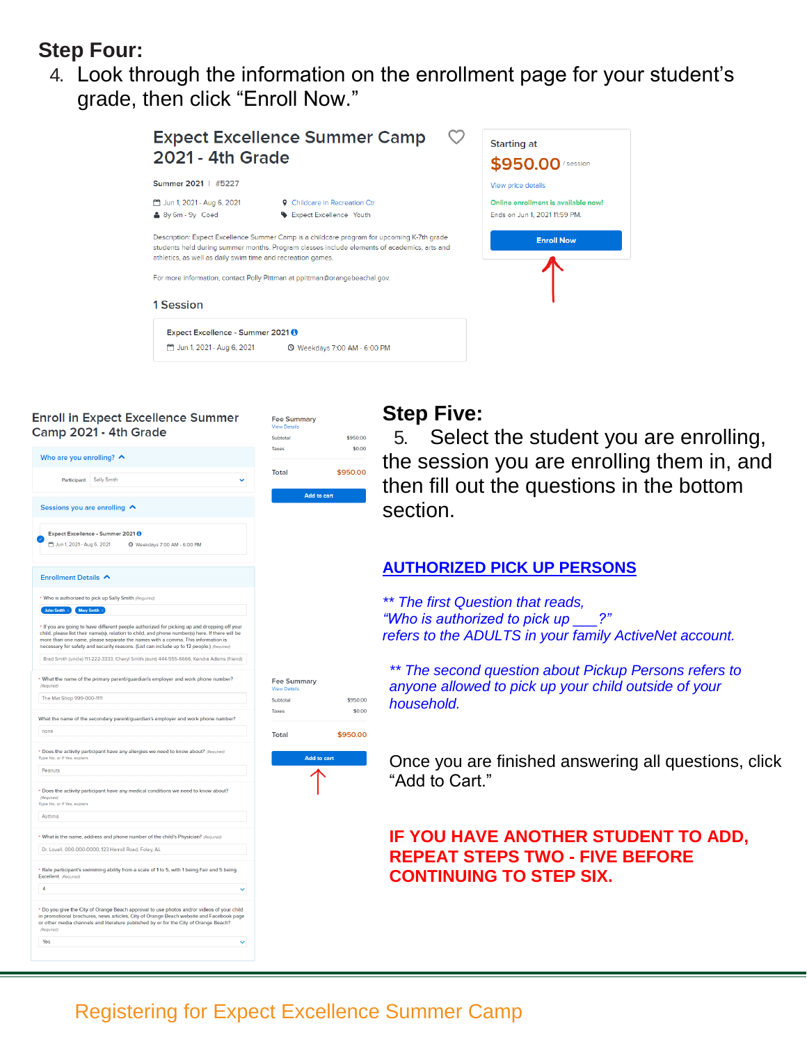## Step Four:

4. Look through the information on the enrollment page for your student's grade, then click "Enroll Now."

Expect Excellence Summer Camp 2021 - 4th Grade

Summer 2021 | #5227

Jun 1, 2021 - Aug 6, 2021
8y 6m - 9y Coed
Childcare in Recreation Ctr
Expect Excellence Youth

Description: Expect Excellence Summer Camp is a childcare program for upcoming K-7th grade students held during summer months. Program classes include elements of academics, arts and athletics, as well as daily swim time and recreation games.

For more information, contact Polly Pittman at ppittman@orangebeachal.gov.

1 Session

Expect Excellence - Summer 2021
Jun 1, 2021 - Aug 6, 2021 Weekdays 7:00 AM - 6:00 PM

Starting at
$950.00 / session
View price details
Online enrollment is available now!
Ends on Jun 1, 2021 11:59 PM.
Enroll Now

## Step Five:

5. Select the student you are enrolling, the session you are enrolling them in, and then fill out the questions in the bottom section.

Enroll in Expect Excellence Summer Camp 2021 - 4th Grade

Who are you enrolling?
Participant: Sally Smith

Sessions you are enrolling
Expect Excellence - Summer 2021
Jun 1, 2021 - Aug 6, 2021 Weekdays 7:00 AM - 6:00 PM

Enrollment Details
- Who is authorized to pick up Sally Smith (Required): John Smith, Mary Smith
- If you are going to have different people authorized for picking up and dropping off your child, please list their name(s), relation to child, and phone number(s) here. If there will be more than one name, please separate the names with a comma. This information is necessary for safety and security reasons. (List can include up to 12 people.) (Required): Brad Smith (uncle) 111-222-3333, Cheryl Smith (aunt) 444-555-6666, Kendra Adams (friend)
- What the name of the primary parent/guardian's employer and work phone number? (Required): The Mat Shop 999-000-1111
- What the name of the secondary parent/guardian's employer and work phone number?: none
- Does the activity participant have any allergies we need to know about? (Required) Type No, or if Yes, explain.: Peanuts
- Does the activity participant have any medical conditions we need to know about? (Required) Type No, or if Yes, explain.: Asthma
- What is the name, address and phone number of the child's Physician? (Required): Dr. Lovell, 000-000-0000, 123 Harrell Road, Foley, AL
- Rate participant's swimming ability from a scale of 1 to 5, with 1 being Fair and 5 being Excellent. (Required): 4
- Do you give the City of Orange Beach approval to use photos and/or videos of your child in promotional brochures, news articles, City of Orange Beach website and Facebook page or other media channels and literature published by or for the City of Orange Beach? (Required): Yes

Fee Summary
View Details

| | |
|---|---|
| Subtotal | $950.00 |
| Taxes | $0.00 |
| Total | $950.00 |

Add to cart

### AUTHORIZED PICK UP PERSONS

*\*\* The first Question that reads, "Who is authorized to pick up ___?" refers to the ADULTS in your family ActiveNet account.*

*\*\* The second question about Pickup Persons refers to anyone allowed to pick up your child outside of your household.*

Once you are finished answering all questions, click "Add to Cart."

**IF YOU HAVE ANOTHER STUDENT TO ADD, REPEAT STEPS TWO - FIVE BEFORE CONTINUING TO STEP SIX.**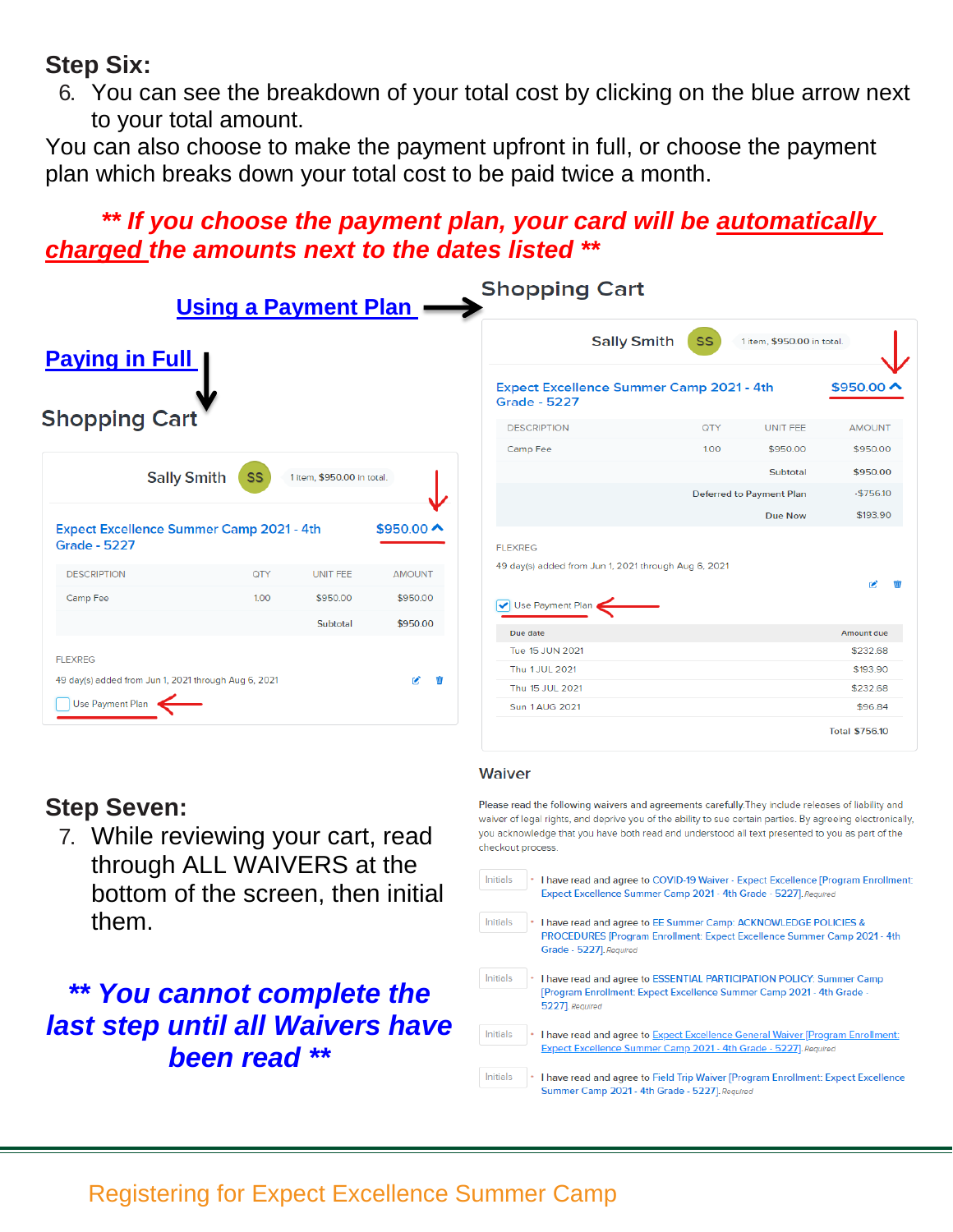**Step Six:**

6. You can see the breakdown of your total cost by clicking on the blue arrow next to your total amount.

You can also choose to make the payment upfront in full, or choose the payment plan which breaks down your total cost to be paid twice a month.

***\*\* If you choose the payment plan, your card will be automatically charged the amounts next to the dates listed \*\****

**Paying in Full**

## Shopping Cart

Sally Smith SS 1 item, $950.00 in total.

Expect Excellence Summer Camp 2021 - 4th Grade - 5227 — $950.00

| DESCRIPTION | QTY | UNIT FEE | AMOUNT |
| --- | --- | --- | --- |
| Camp Fee | 1.00 | $950.00 | $950.00 |
| | | Subtotal | $950.00 |

FLEXREG

49 day(s) added from Jun 1, 2021 through Aug 6, 2021

☐ Use Payment Plan

**Using a Payment Plan**

## Shopping Cart

Sally Smith SS 1 item, $950.00 in total.

Expect Excellence Summer Camp 2021 - 4th Grade - 5227 — $950.00

| DESCRIPTION | QTY | UNIT FEE | AMOUNT |
| --- | --- | --- | --- |
| Camp Fee | 1.00 | $950.00 | $950.00 |
| | | Subtotal | $950.00 |
| | | Deferred to Payment Plan | -$756.10 |
| | | Due Now | $193.90 |

FLEXREG

49 day(s) added from Jun 1, 2021 through Aug 6, 2021

☑ Use Payment Plan

| Due date | Amount due |
| --- | --- |
| Tue 15 JUN 2021 | $232.68 |
| Thu 1 JUL 2021 | $193.90 |
| Thu 15 JUL 2021 | $232.68 |
| Sun 1 AUG 2021 | $96.84 |
| | Total $756.10 |

**Step Seven:**

7. While reviewing your cart, read through ALL WAIVERS at the bottom of the screen, then initial them.

***\*\* You cannot complete the last step until all Waivers have been read \*\****

## Waiver

Please read the following waivers and agreements carefully. They include releases of liability and waiver of legal rights, and deprive you of the ability to sue certain parties. By agreeing electronically, you acknowledge that you have both read and understood all text presented to you as part of the checkout process.

- Initials * I have read and agree to COVID-19 Waiver - Expect Excellence [Program Enrollment: Expect Excellence Summer Camp 2021 - 4th Grade - 5227]. *Required*
- Initials * I have read and agree to EE Summer Camp: ACKNOWLEDGE POLICIES & PROCEDURES [Program Enrollment: Expect Excellence Summer Camp 2021 - 4th Grade - 5227]. *Required*
- Initials * I have read and agree to ESSENTIAL PARTICIPATION POLICY: Summer Camp [Program Enrollment: Expect Excellence Summer Camp 2021 - 4th Grade - 5227]. *Required*
- Initials * I have read and agree to Expect Excellence General Waiver [Program Enrollment: Expect Excellence Summer Camp 2021 - 4th Grade - 5227]. *Required*
- Initials * I have read and agree to Field Trip Waiver [Program Enrollment: Expect Excellence Summer Camp 2021 - 4th Grade - 5227]. *Required*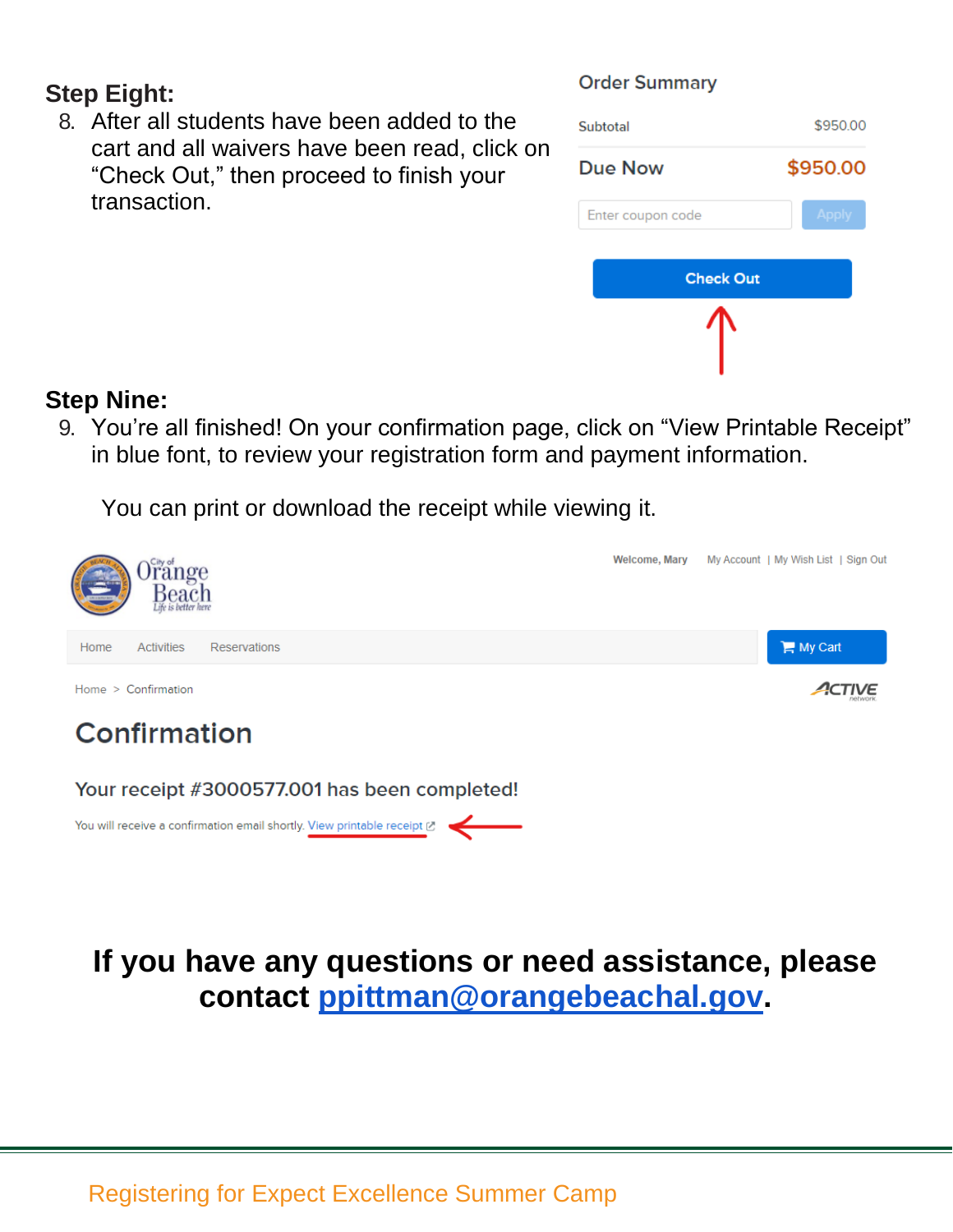**Step Eight:**

8. After all students have been added to the cart and all waivers have been read, click on "Check Out," then proceed to finish your transaction.

Order Summary

Subtotal $950.00

Due Now $950.00

Enter coupon code Apply

Check Out

**Step Nine:**

9. You're all finished! On your confirmation page, click on "View Printable Receipt" in blue font, to review your registration form and payment information.

You can print or download the receipt while viewing it.

City of Orange Beach Life is better here

Welcome, Mary My Account | My Wish List | Sign Out

Home Activities Reservations My Cart

Home > Confirmation

ACTIVE network

Confirmation

Your receipt #3000577.001 has been completed!

You will receive a confirmation email shortly. View printable receipt

**If you have any questions or need assistance, please contact [ppittman@orangebeachal.gov](mailto:ppittman@orangebeachal.gov).**

Registering for Expect Excellence Summer Camp